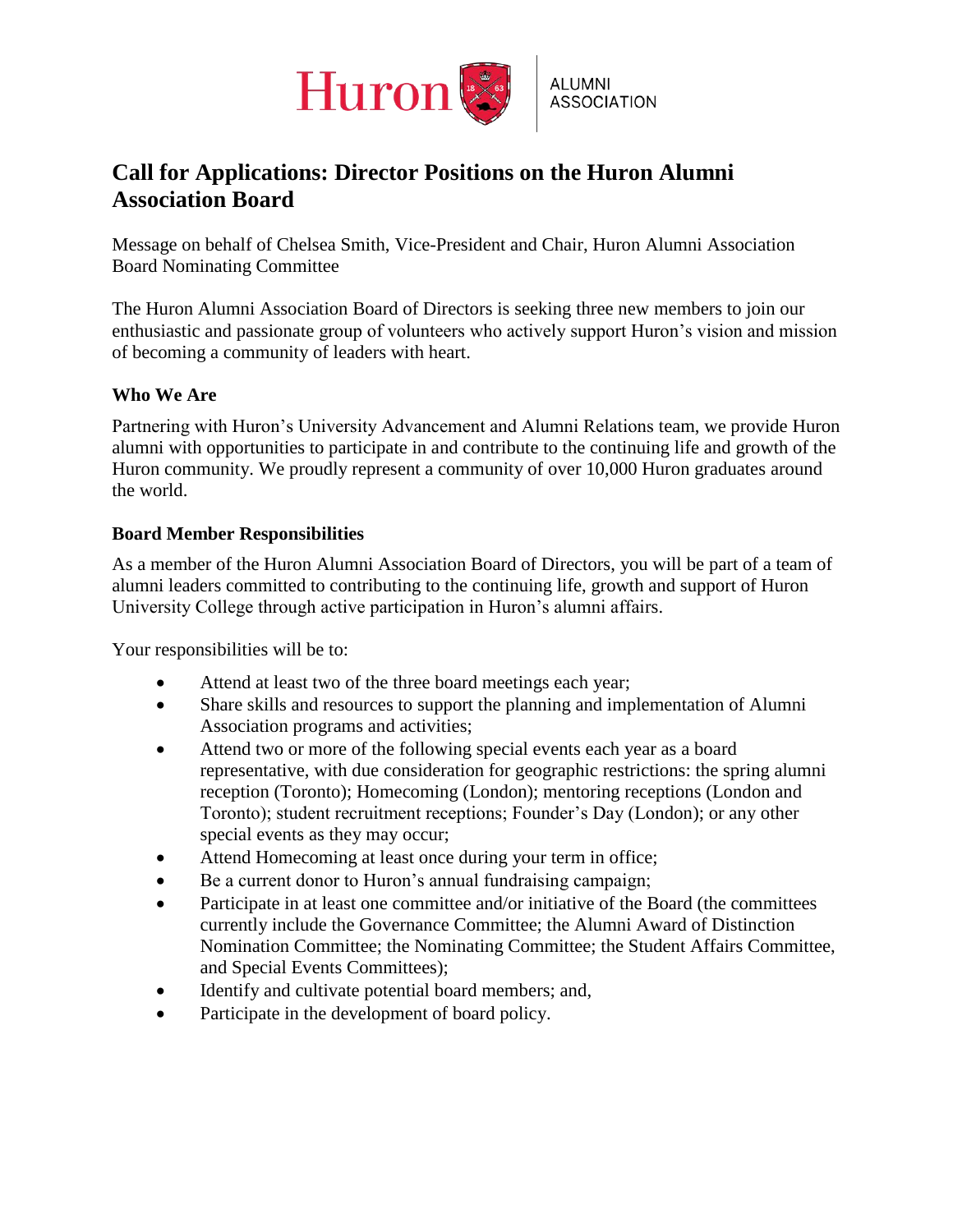Huron ALUMNI ASSOCIATION

# Call for Applications: Director Positions on the Huron Alumni Association Board

Message on behalf of Chelsea Smith, Vice-President and Chair, Huron Alumni Association Board Nominating Committee

The Huron Alumni Association Board of Directors is seeking three new members to join our enthusiastic and passionate group of volunteers who actively support Huron's vision and mission of becoming a community of leaders with heart.

### Who We Are

Partnering with Huron's University Advancement and Alumni Relations team, we provide Huron alumni with opportunities to participate in and contribute to the continuing life and growth of the Huron community. We proudly represent a community of over 10,000 Huron graduates around the world.

### Board Member Responsibilities

As a member of the Huron Alumni Association Board of Directors, you will be part of a team of alumni leaders committed to contributing to the continuing life, growth and support of Huron University College through active participation in Huron's alumni affairs.

Your responsibilities will be to:

- Attend at least two of the three board meetings each year;
- Share skills and resources to support the planning and implementation of Alumni Association programs and activities;
- Attend two or more of the following special events each year as a board representative, with due consideration for geographic restrictions: the spring alumni reception (Toronto); Homecoming (London); mentoring receptions (London and Toronto); student recruitment receptions; Founder's Day (London); or any other special events as they may occur;
- Attend Homecoming at least once during your term in office;
- Be a current donor to Huron's annual fundraising campaign;
- Participate in at least one committee and/or initiative of the Board (the committees currently include the Governance Committee; the Alumni Award of Distinction Nomination Committee; the Nominating Committee; the Student Affairs Committee, and Special Events Committees);
- Identify and cultivate potential board members; and,
- Participate in the development of board policy.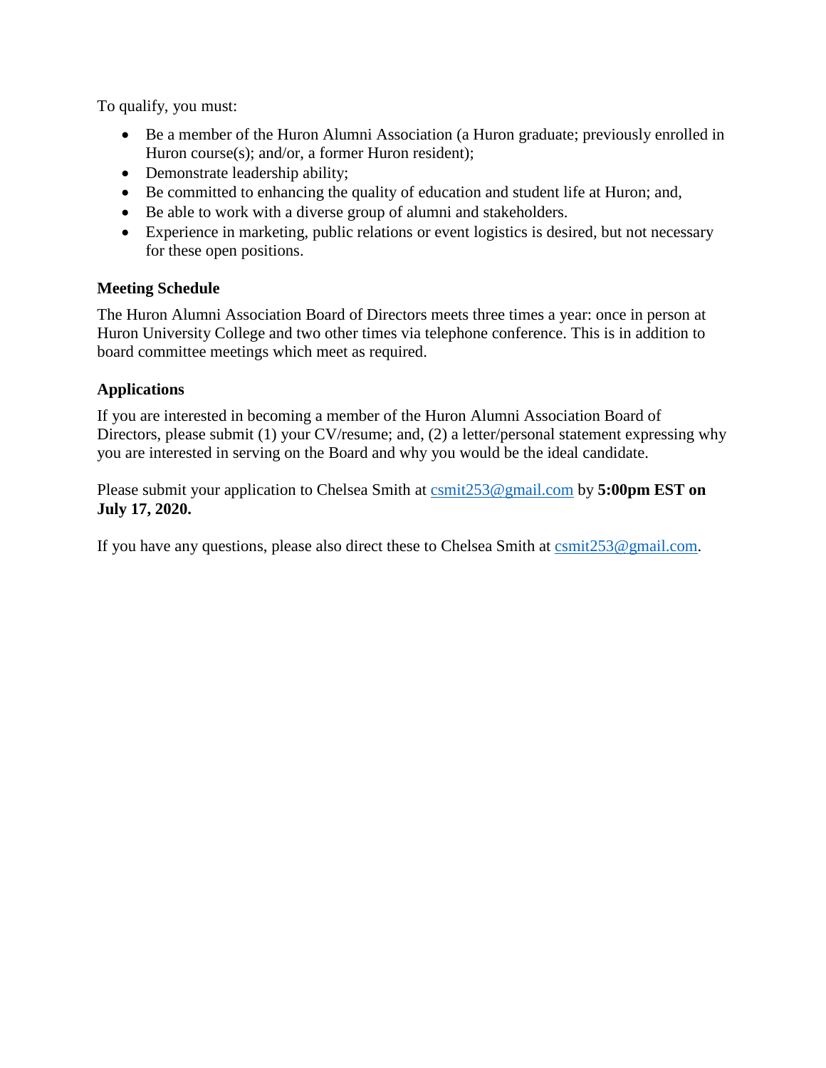To qualify, you must:

- Be a member of the Huron Alumni Association (a Huron graduate; previously enrolled in Huron course(s); and/or, a former Huron resident);
- Demonstrate leadership ability;
- Be committed to enhancing the quality of education and student life at Huron; and,
- Be able to work with a diverse group of alumni and stakeholders.
- Experience in marketing, public relations or event logistics is desired, but not necessary for these open positions.

**Meeting Schedule**

The Huron Alumni Association Board of Directors meets three times a year: once in person at Huron University College and two other times via telephone conference. This is in addition to board committee meetings which meet as required.

**Applications**

If you are interested in becoming a member of the Huron Alumni Association Board of Directors, please submit (1) your CV/resume; and, (2) a letter/personal statement expressing why you are interested in serving on the Board and why you would be the ideal candidate.

Please submit your application to Chelsea Smith at csmit253@gmail.com by **5:00pm EST on July 17, 2020.**

If you have any questions, please also direct these to Chelsea Smith at csmit253@gmail.com.